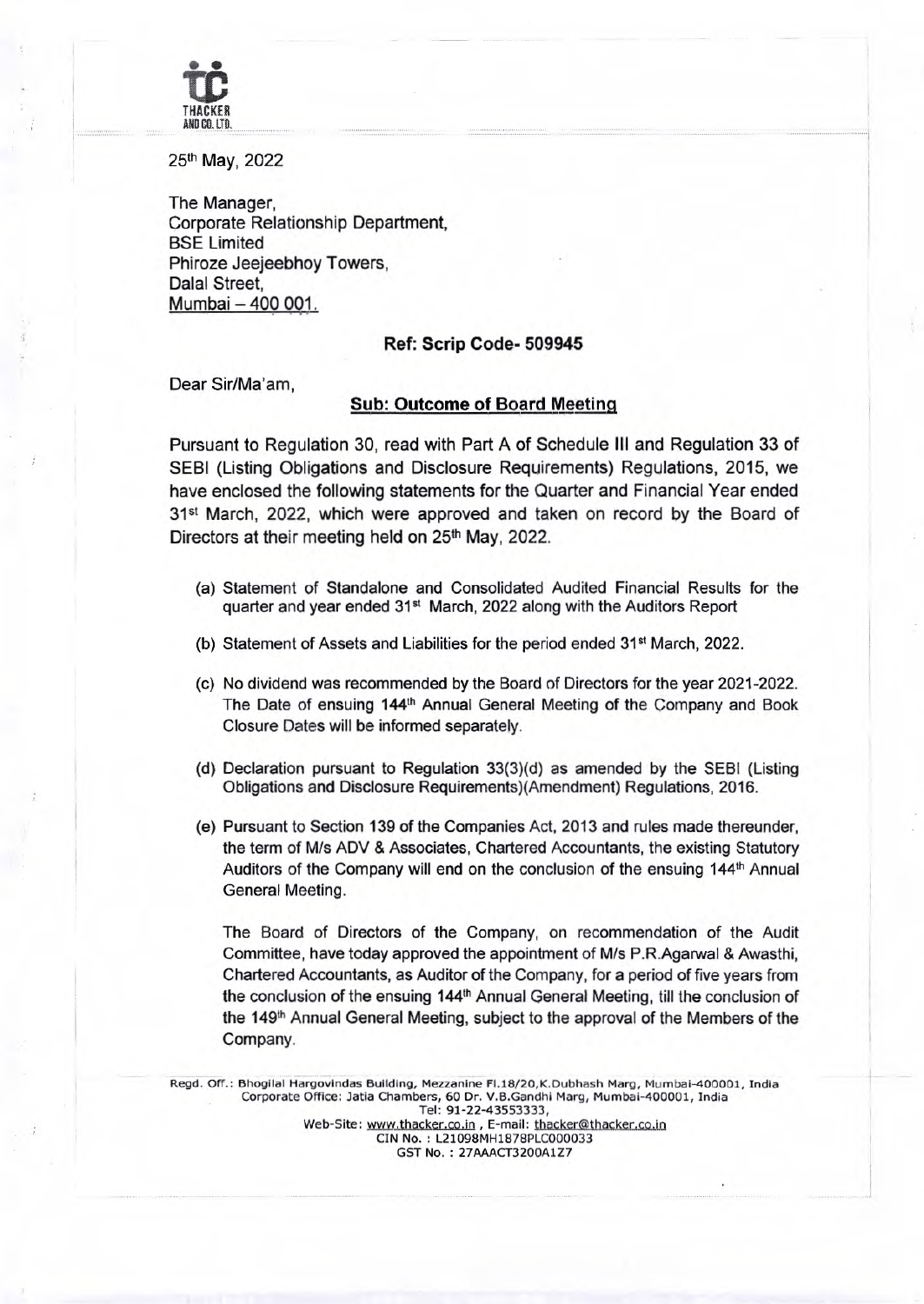25th May, 2022

The Manager,
Corporate Relationship Department,
BSE Limited
Phiroze Jeejeebhoy Towers,
Dalal Street,
Mumbai – 400 001.

**Ref: Scrip Code- 509945**

Dear Sir/Ma'am,

**Sub: Outcome of Board Meeting**

Pursuant to Regulation 30, read with Part A of Schedule III and Regulation 33 of SEBI (Listing Obligations and Disclosure Requirements) Regulations, 2015, we have enclosed the following statements for the Quarter and Financial Year ended 31st March, 2022, which were approved and taken on record by the Board of Directors at their meeting held on 25th May, 2022.

(a) Statement of Standalone and Consolidated Audited Financial Results for the quarter and year ended 31st March, 2022 along with the Auditors Report

(b) Statement of Assets and Liabilities for the period ended 31st March, 2022.

(c) No dividend was recommended by the Board of Directors for the year 2021-2022. The Date of ensuing 144th Annual General Meeting of the Company and Book Closure Dates will be informed separately.

(d) Declaration pursuant to Regulation 33(3)(d) as amended by the SEBI (Listing Obligations and Disclosure Requirements)(Amendment) Regulations, 2016.

(e) Pursuant to Section 139 of the Companies Act, 2013 and rules made thereunder, the term of M/s ADV & Associates, Chartered Accountants, the existing Statutory Auditors of the Company will end on the conclusion of the ensuing 144th Annual General Meeting.

The Board of Directors of the Company, on recommendation of the Audit Committee, have today approved the appointment of M/s P.R.Agarwal & Awasthi, Chartered Accountants, as Auditor of the Company, for a period of five years from the conclusion of the ensuing 144th Annual General Meeting, till the conclusion of the 149th Annual General Meeting, subject to the approval of the Members of the Company.

Regd. Off.: Bhogilal Hargovindas Building, Mezzanine Fl.18/20,K.Dubhash Marg, Mumbai-400001, India
Corporate Office: Jatia Chambers, 60 Dr. V.B.Gandhi Marg, Mumbai-400001, India
Tel: 91-22-43553333,
Web-Site: www.thacker.co.in , E-mail: thacker@thacker.co.in
CIN No. : L21098MH1878PLC000033
GST No. : 27AAACT3200A1Z7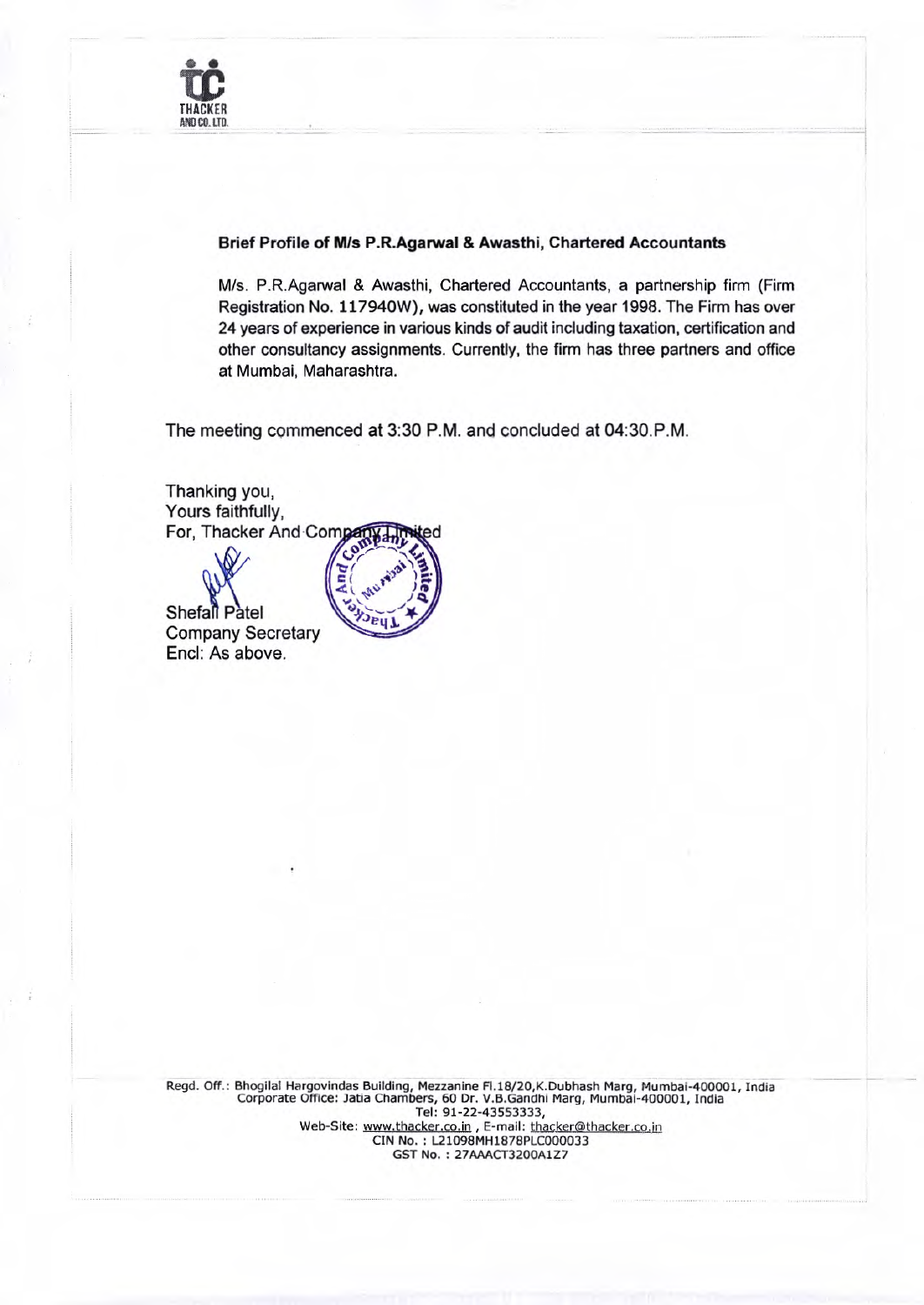**Brief Profile of M/s P.R.Agarwal & Awasthi, Chartered Accountants**

M/s. P.R.Agarwal & Awasthi, Chartered Accountants, a partnership firm (Firm Registration No. 117940W), was constituted in the year 1998. The Firm has over 24 years of experience in various kinds of audit including taxation, certification and other consultancy assignments. Currently, the firm has three partners and office at Mumbai, Maharashtra.

The meeting commenced at 3:30 P.M. and concluded at 04:30.P.M.

Thanking you,
Yours faithfully,
For, Thacker And Company Limited

Shefali Patel
Company Secretary
Encl: As above.

Regd. Off.: Bhogilal Hargovindas Building, Mezzanine Fl.18/20,K.Dubhash Marg, Mumbai-400001, India
Corporate Office: Jatia Chambers, 60 Dr. V.B.Gandhi Marg, Mumbai-400001, India
Tel: 91-22-43553333,
Web-Site: www.thacker.co.in , E-mail: thacker@thacker.co.in
CIN No. : L21098MH1878PLC000033
GST No. : 27AAACT3200A1Z7